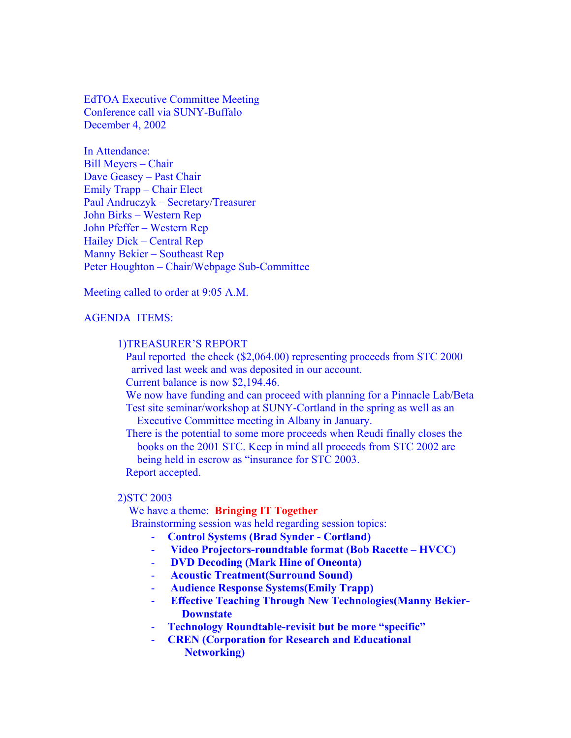EdTOA Executive Committee Meeting
Conference call via SUNY-Buffalo
December 4, 2002

In Attendance:
Bill Meyers – Chair
Dave Geasey – Past Chair
Emily Trapp – Chair Elect
Paul Andruczyk – Secretary/Treasurer
John Birks – Western Rep
John Pfeffer – Western Rep
Hailey Dick – Central Rep
Manny Bekier – Southeast Rep
Peter Houghton – Chair/Webpage Sub-Committee

Meeting called to order at 9:05 A.M.

AGENDA ITEMS:

1)TREASURER'S REPORT

Paul reported the check ($2,064.00) representing proceeds from STC 2000 arrived last week and was deposited in our account.
Current balance is now $2,194.46.
We now have funding and can proceed with planning for a Pinnacle Lab/Beta Test site seminar/workshop at SUNY-Cortland in the spring as well as an Executive Committee meeting in Albany in January.
There is the potential to some more proceeds when Reudi finally closes the books on the 2001 STC. Keep in mind all proceeds from STC 2002 are being held in escrow as "insurance for STC 2003.
Report accepted.

2)STC 2003

We have a theme: **Bringing IT Together**
Brainstorming session was held regarding session topics:

- **Control Systems (Brad Synder - Cortland)**
- **Video Projectors-roundtable format (Bob Racette – HVCC)**
- **DVD Decoding (Mark Hine of Oneonta)**
- **Acoustic Treatment(Surround Sound)**
- **Audience Response Systems(Emily Trapp)**
- **Effective Teaching Through New Technologies(Manny Bekier-Downstate**
- **Technology Roundtable-revisit but be more "specific"**
- **CREN (Corporation for Research and Educational Networking)**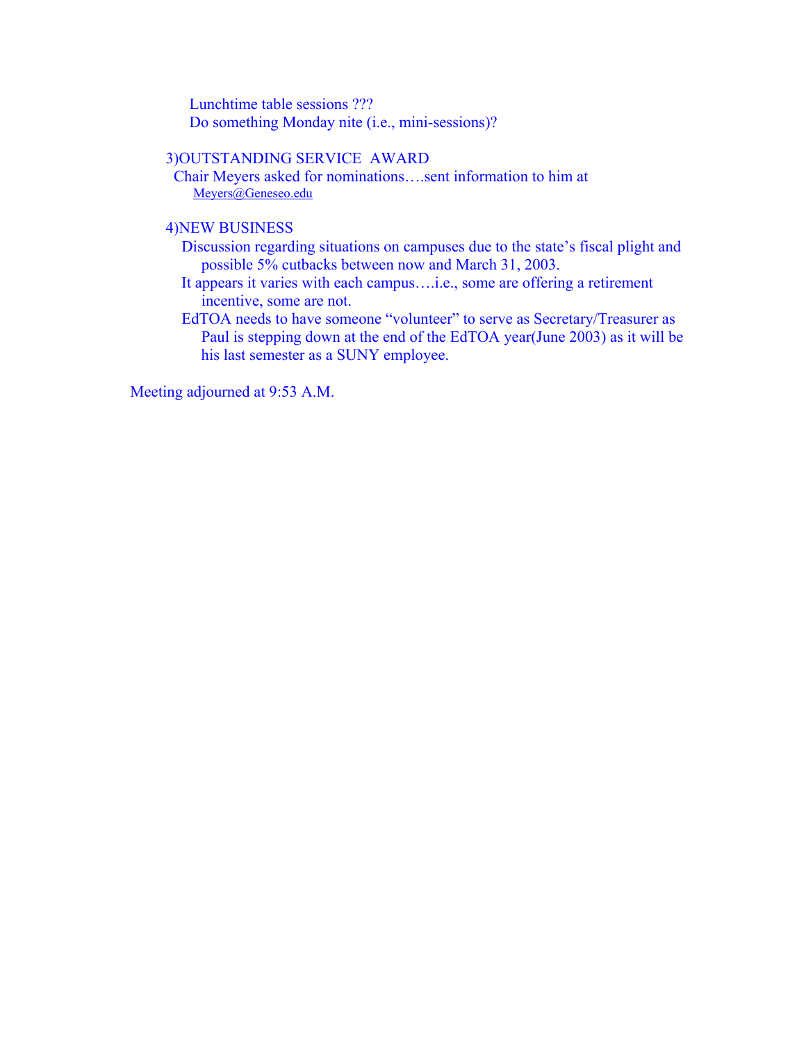Lunchtime table sessions ???
Do something Monday nite (i.e., mini-sessions)?

3)OUTSTANDING SERVICE AWARD

Chair Meyers asked for nominations….sent information to him at Meyers@Geneseo.edu

4)NEW BUSINESS

Discussion regarding situations on campuses due to the state's fiscal plight and possible 5% cutbacks between now and March 31, 2003.

It appears it varies with each campus….i.e., some are offering a retirement incentive, some are not.

EdTOA needs to have someone "volunteer" to serve as Secretary/Treasurer as Paul is stepping down at the end of the EdTOA year(June 2003) as it will be his last semester as a SUNY employee.

Meeting adjourned at 9:53 A.M.